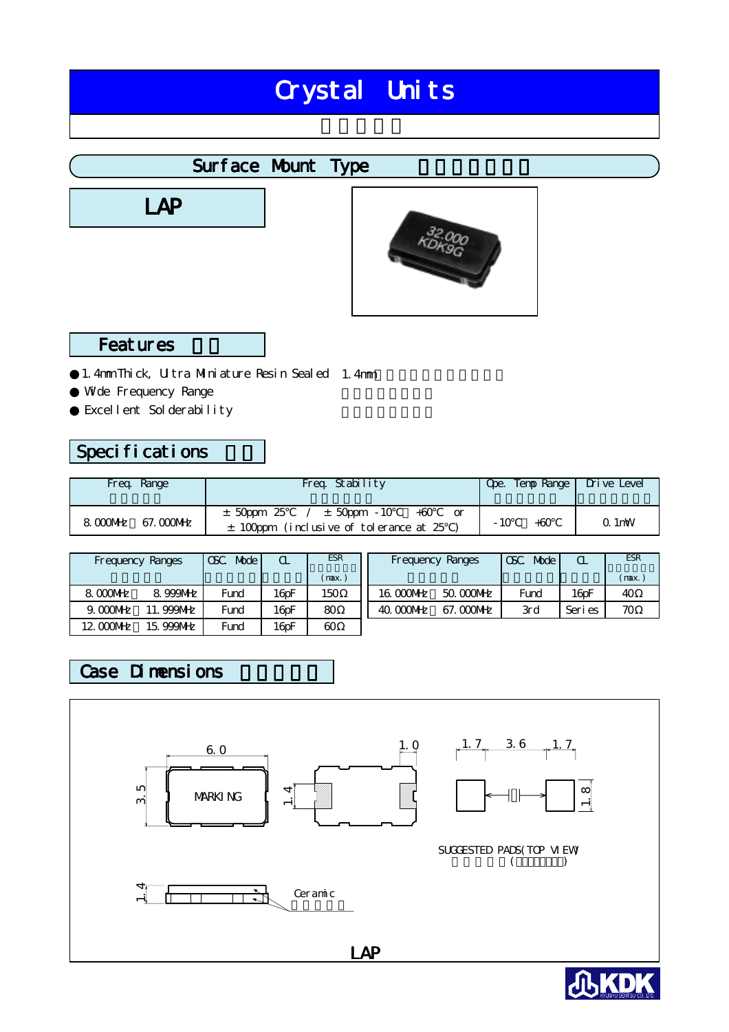# Crystal Units

## Surface Mount Type

## LAP

## Features

- 1.4mm Thick, Ultra Miniature Resin Sealed 1.4mm
- Wide Frequency Range
- Excellent Solderability

## Specifications

| Freq. Range | Freq. Stability | Ope. Temp Range | Drive Level |
|---|---|---|---|
| 8.000MHz 67.000MHz | ±50ppm 25℃ / ±50ppm -10℃ +60℃ or ±100ppm (inclusive of tolerance at 25℃) | -10℃ +60℃ | 0.1mW |

| Frequency Ranges | OSC. Mode | CL | ESR (max.) |
|---|---|---|---|
| 8.000MHz 8.999MHz | Fund | 16pF | 150Ω |
| 9.000MHz 11.999MHz | Fund | 16pF | 80Ω |
| 12.000MHz 15.999MHz | Fund | 16pF | 60Ω |
| 16.000MHz 50.000MHz | Fund | 16pF | 40Ω |
| 40.000MHz 67.000MHz | 3rd | Series | 70Ω |

## Case Dimensions

6.0
3.5
MARKING
1.0
1.4
1.7 3.6 1.7
1.8
SUGGESTED PADS(TOP VIEW)
1.4
Ceramic

LAP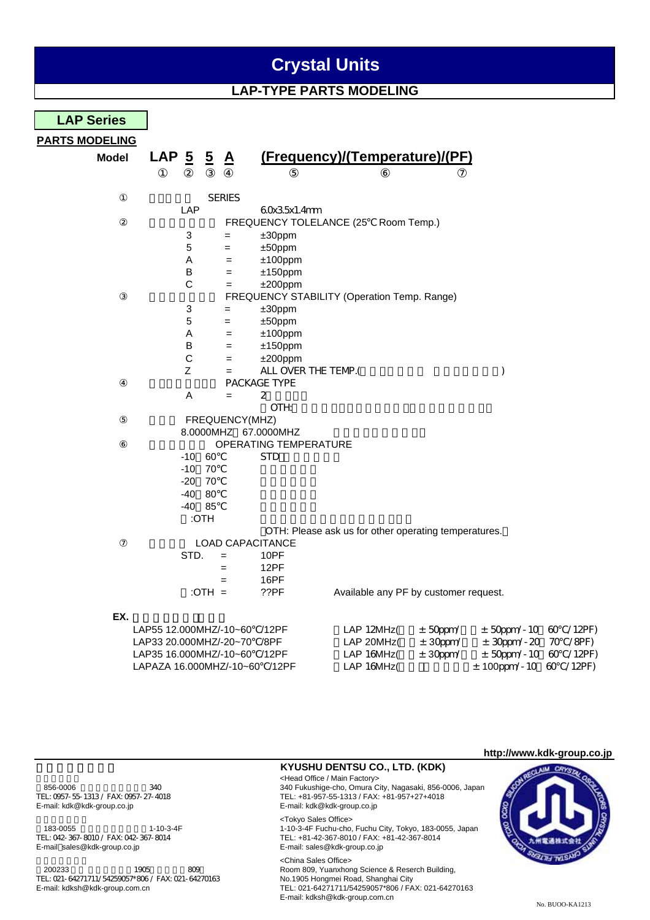# Crystal Units

## LAP-TYPE PARTS MODELING

### LAP Series

**PARTS MODELING**

**Model** **LAP 5 5 A** **(Frequency)/(Temperature)/(PF)**

① ② ③ ④ ⑤ ⑥ ⑦

① SERIES
LAP 6.0x3.5x1.4mm

② FREQUENCY TOLELANCE (25℃ Room Temp.)

| | | |
|---|---|---|
| 3 | = | ±30ppm |
| 5 | = | ±50ppm |
| A | = | ±100ppm |
| B | = | ±150ppm |
| C | = | ±200ppm |

③ FREQUENCY STABILITY (Operation Temp. Range)

| | | |
|---|---|---|
| 3 | = | ±30ppm |
| 5 | = | ±50ppm |
| A | = | ±100ppm |
| B | = | ±150ppm |
| C | = | ±200ppm |
| Z | = | ALL OVER THE TEMP.( ) |

④ PACKAGE TYPE

| | | |
|---|---|---|
| A | = | 2 |
| | | OTH: |

⑤ FREQUENCY(MHZ)
8.0000MHZ 67.0000MHZ

⑥ OPERATING TEMPERATURE

- -10 60℃ STD
- -10 70℃
- -20 70℃
- -40 80℃
- -40 85℃
- :OTH

OTH: Please ask us for other operating temperatures.

⑦ LOAD CAPACITANCE

| | | | |
|---|---|---|---|
| STD. | = | 10PF | |
| | = | 12PF | |
| | = | 16PF | |
| :OTH | = | ??PF | Available any PF by customer request. |

**EX.**

| | |
|---|---|
| LAP55 12.000MHZ/-10~60℃/12PF | LAP 12MHz( ±50ppm/ ±50ppm/-10 60℃/12PF) |
| LAP33 20.000MHZ/-20~70℃/8PF | LAP 20MHz( ±30ppm/ ±30ppm/-20 70℃/8PF) |
| LAP35 16.000MHZ/-10~60℃/12PF | LAP 16MHz( ±30ppm/ ±50ppm/-10 60℃/12PF) |
| LAPAZA 16.000MHZ/-10~60℃/12PF | LAP 16MHz( ±100ppm/-10 60℃/12PF) |

http://www.kdk-group.co.jp

856-0006 340
TEL: 0957-55-1313 / FAX: 0957-27-4018
E-mail: kdk@kdk-group.co.jp

183-0055 1-10-3-4F
TEL: 042-367-8010 / FAX: 042-367-8014
E-mail sales@kdk-group.co.jp

200233 1905 809
TEL: 021-64271711/54259057*806 / FAX: 021-64270163
E-mail: kdksh@kdk-group.com.cn

**KYUSHU DENTSU CO., LTD. (KDK)**

<Head Office / Main Factory>
340 Fukushige-cho, Omura City, Nagasaki, 856-0006, Japan
TEL: +81-957-55-1313 / FAX: +81-957+27+4018
E-mail: kdk@kdk-group.co.jp

<Tokyo Sales Office>
1-10-3-4F Fuchu-cho, Fuchu City, Tokyo, 183-0055, Japan
TEL: +81-42-367-8010 / FAX: +81-42-367-8014
E-mail: sales@kdk-group.co.jp

<China Sales Office>
Room 809, Yuanxhong Science & Reserch Building,
No.1905 Hongmei Road, Shanghai City
TEL: 021-64271711/54259057*806 / FAX: 021-64270163
E-mail: kdksh@kdk-group.com.cn

No. BUOO-KA1213